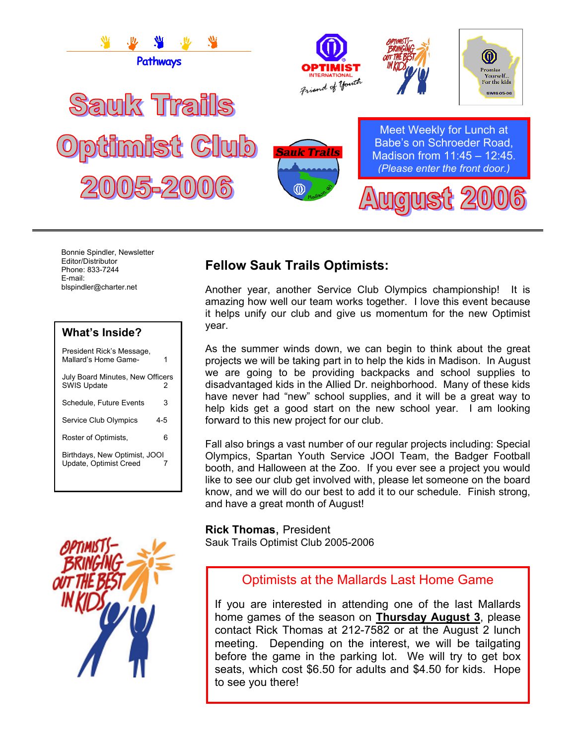Pathways

# Sauk Trails Optimist Club 2005-2006

Meet Weekly for Lunch at Babe's on Schroeder Road, Madison from 11:45 – 12:45. *(Please enter the front door.)*

## August 2006

Bonnie Spindler, Newsletter Editor/Distributor
Phone: 833-7244
E-mail: blspindler@charter.net

### What's Inside?

| | |
|---|---|
| President Rick's Message, Mallard's Home Game- | 1 |
| July Board Minutes, New Officers SWIS Update | 2 |
| Schedule, Future Events | 3 |
| Service Club Olympics | 4-5 |
| Roster of Optimists, | 6 |
| Birthdays, New Optimist, JOOI Update, Optimist Creed | 7 |

## Fellow Sauk Trails Optimists:

Another year, another Service Club Olympics championship! It is amazing how well our team works together. I love this event because it helps unify our club and give us momentum for the new Optimist year.

As the summer winds down, we can begin to think about the great projects we will be taking part in to help the kids in Madison. In August we are going to be providing backpacks and school supplies to disadvantaged kids in the Allied Dr. neighborhood. Many of these kids have never had "new" school supplies, and it will be a great way to help kids get a good start on the new school year. I am looking forward to this new project for our club.

Fall also brings a vast number of our regular projects including: Special Olympics, Spartan Youth Service JOOI Team, the Badger Football booth, and Halloween at the Zoo. If you ever see a project you would like to see our club get involved with, please let someone on the board know, and we will do our best to add it to our schedule. Finish strong, and have a great month of August!

**Rick Thomas,** President
Sauk Trails Optimist Club 2005-2006

### Optimists at the Mallards Last Home Game

If you are interested in attending one of the last Mallards home games of the season on **Thursday August 3**, please contact Rick Thomas at 212-7582 or at the August 2 lunch meeting. Depending on the interest, we will be tailgating before the game in the parking lot. We will try to get box seats, which cost $6.50 for adults and $4.50 for kids. Hope to see you there!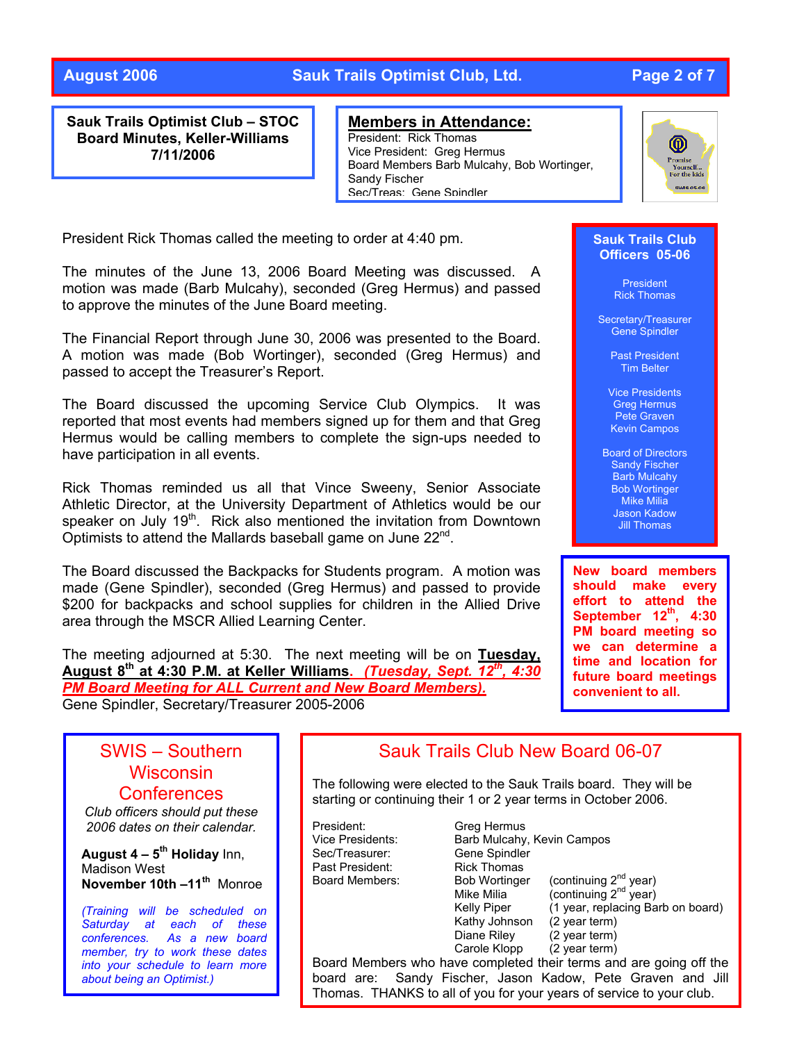**Sauk Trails Optimist Club – STOC Board Minutes, Keller-Williams 7/11/2006**

## Members in Attendance:

President: Rick Thomas
Vice President: Greg Hermus
Board Members Barb Mulcahy, Bob Wortinger, Sandy Fischer
Sec/Treas: Gene Spindler

President Rick Thomas called the meeting to order at 4:40 pm.

The minutes of the June 13, 2006 Board Meeting was discussed. A motion was made (Barb Mulcahy), seconded (Greg Hermus) and passed to approve the minutes of the June Board meeting.

The Financial Report through June 30, 2006 was presented to the Board. A motion was made (Bob Wortinger), seconded (Greg Hermus) and passed to accept the Treasurer's Report.

The Board discussed the upcoming Service Club Olympics. It was reported that most events had members signed up for them and that Greg Hermus would be calling members to complete the sign-ups needed to have participation in all events.

Rick Thomas reminded us all that Vince Sweeny, Senior Associate Athletic Director, at the University Department of Athletics would be our speaker on July 19th. Rick also mentioned the invitation from Downtown Optimists to attend the Mallards baseball game on June 22nd.

The Board discussed the Backpacks for Students program. A motion was made (Gene Spindler), seconded (Greg Hermus) and passed to provide $200 for backpacks and school supplies for children in the Allied Drive area through the MSCR Allied Learning Center.

The meeting adjourned at 5:30. The next meeting will be on **Tuesday, August 8th at 4:30 P.M. at Keller Williams**. ***(Tuesday, Sept. 12th, 4:30 PM Board Meeting for ALL Current and New Board Members).***
Gene Spindler, Secretary/Treasurer 2005-2006

### Sauk Trails Club Officers 05-06

President
Rick Thomas

Secretary/Treasurer
Gene Spindler

Past President
Tim Belter

Vice Presidents
Greg Hermus
Pete Graven
Kevin Campos

Board of Directors
Sandy Fischer
Barb Mulcahy
Bob Wortinger
Mike Milia
Jason Kadow
Jill Thomas

**New board members should make every effort to attend the September 12th, 4:30 PM board meeting so we can determine a time and location for future board meetings convenient to all.**

## SWIS – Southern Wisconsin Conferences

*Club officers should put these 2006 dates on their calendar.*

**August 4 – 5th Holiday** Inn, Madison West
**November 10th –11th** Monroe

*(Training will be scheduled on Saturday at each of these conferences. As a new board member, try to work these dates into your schedule to learn more about being an Optimist.)*

## Sauk Trails Club New Board 06-07

The following were elected to the Sauk Trails board. They will be starting or continuing their 1 or 2 year terms in October 2006.

| | | |
|---|---|---|
| President: | Greg Hermus | |
| Vice Presidents: | Barb Mulcahy, Kevin Campos | |
| Sec/Treasurer: | Gene Spindler | |
| Past President: | Rick Thomas | |
| Board Members: | Bob Wortinger | (continuing 2nd year) |
| | Mike Milia | (continuing 2nd year) |
| | Kelly Piper | (1 year, replacing Barb on board) |
| | Kathy Johnson | (2 year term) |
| | Diane Riley | (2 year term) |
| | Carole Klopp | (2 year term) |

Board Members who have completed their terms and are going off the board are: Sandy Fischer, Jason Kadow, Pete Graven and Jill Thomas. THANKS to all of you for your years of service to your club.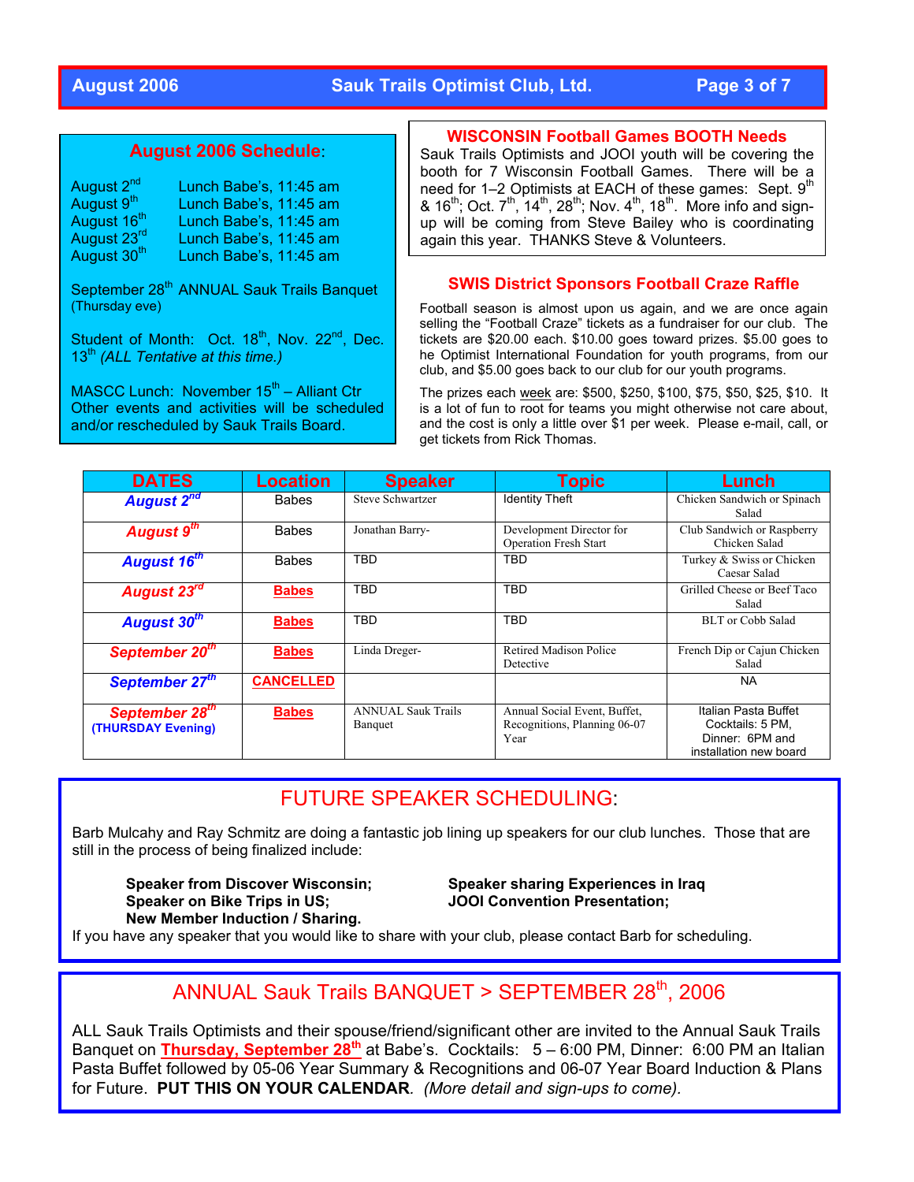## August 2006 Schedule:

| | |
|---|---|
| August 2nd | Lunch Babe's, 11:45 am |
| August 9th | Lunch Babe's, 11:45 am |
| August 16th | Lunch Babe's, 11:45 am |
| August 23rd | Lunch Babe's, 11:45 am |
| August 30th | Lunch Babe's, 11:45 am |

September 28th ANNUAL Sauk Trails Banquet (Thursday eve)

Student of Month: Oct. 18th, Nov. 22nd, Dec. 13th *(ALL Tentative at this time.)*

MASCC Lunch: November 15th – Alliant Ctr
Other events and activities will be scheduled and/or rescheduled by Sauk Trails Board.

## WISCONSIN Football Games BOOTH Needs

Sauk Trails Optimists and JOOI youth will be covering the booth for 7 Wisconsin Football Games. There will be a need for 1–2 Optimists at EACH of these games: Sept. 9th & 16th; Oct. 7th, 14th, 28th; Nov. 4th, 18th. More info and sign-up will be coming from Steve Bailey who is coordinating again this year. THANKS Steve & Volunteers.

## SWIS District Sponsors Football Craze Raffle

Football season is almost upon us again, and we are once again selling the "Football Craze" tickets as a fundraiser for our club. The tickets are $20.00 each. $10.00 goes toward prizes. $5.00 goes to he Optimist International Foundation for youth programs, from our club, and $5.00 goes back to our club for our youth programs.

The prizes each week are: $500, $250, $100, $75, $50, $25, $10. It is a lot of fun to root for teams you might otherwise not care about, and the cost is only a little over $1 per week. Please e-mail, call, or get tickets from Rick Thomas.

| DATES | Location | Speaker | Topic | Lunch |
|---|---|---|---|---|
| **August 2nd** | Babes | Steve Schwartzer | Identity Theft | Chicken Sandwich or Spinach Salad |
| **August 9th** | Babes | Jonathan Barry- | Development Director for Operation Fresh Start | Club Sandwich or Raspberry Chicken Salad |
| **August 16th** | Babes | TBD | TBD | Turkey & Swiss or Chicken Caesar Salad |
| **August 23rd** | **Babes** | TBD | TBD | Grilled Cheese or Beef Taco Salad |
| **August 30th** | **Babes** | TBD | TBD | BLT or Cobb Salad |
| **September 20th** | **Babes** | Linda Dreger- | Retired Madison Police Detective | French Dip or Cajun Chicken Salad |
| **September 27th** | **CANCELLED** | | | NA |
| **September 28th (THURSDAY Evening)** | **Babes** | ANNUAL Sauk Trails Banquet | Annual Social Event, Buffet, Recognitions, Planning 06-07 Year | Italian Pasta Buffet Cocktails: 5 PM, Dinner: 6PM and installation new board |

## FUTURE SPEAKER SCHEDULING:

Barb Mulcahy and Ray Schmitz are doing a fantastic job lining up speakers for our club lunches. Those that are still in the process of being finalized include:

- **Speaker from Discover Wisconsin;**
- **Speaker on Bike Trips in US;**
- **New Member Induction / Sharing.**
- **Speaker sharing Experiences in Iraq**
- **JOOI Convention Presentation;**

If you have any speaker that you would like to share with your club, please contact Barb for scheduling.

## ANNUAL Sauk Trails BANQUET > SEPTEMBER 28th, 2006

ALL Sauk Trails Optimists and their spouse/friend/significant other are invited to the Annual Sauk Trails Banquet on **Thursday, September 28th** at Babe's. Cocktails: 5 – 6:00 PM, Dinner: 6:00 PM an Italian Pasta Buffet followed by 05-06 Year Summary & Recognitions and 06-07 Year Board Induction & Plans for Future. **PUT THIS ON YOUR CALENDAR**. *(More detail and sign-ups to come).*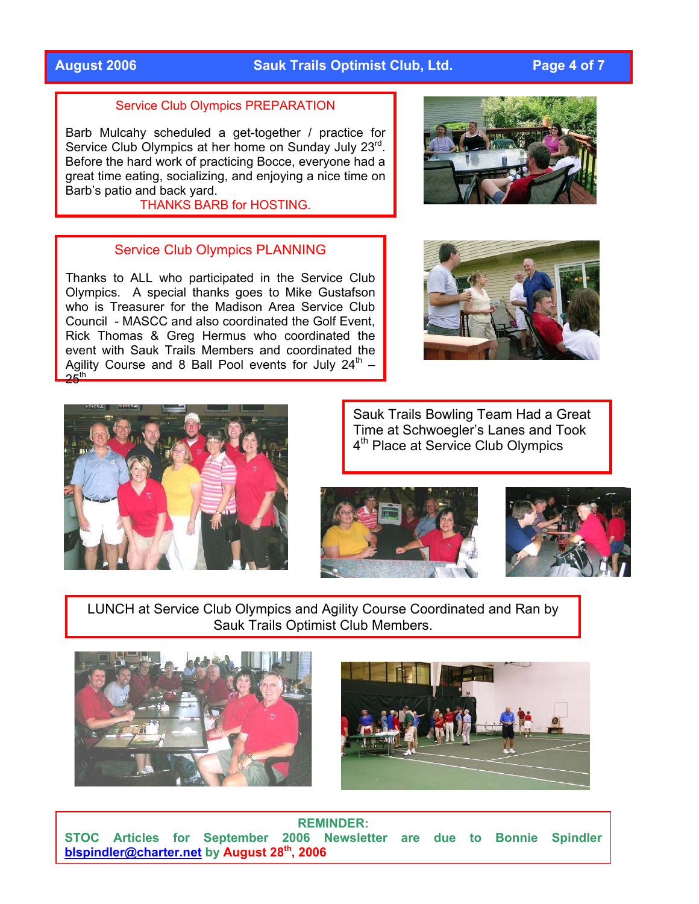## Service Club Olympics PREPARATION

Barb Mulcahy scheduled a get-together / practice for Service Club Olympics at her home on Sunday July 23rd. Before the hard work of practicing Bocce, everyone had a great time eating, socializing, and enjoying a nice time on Barb's patio and back yard.

THANKS BARB for HOSTING.

## Service Club Olympics PLANNING

Thanks to ALL who participated in the Service Club Olympics. A special thanks goes to Mike Gustafson who is Treasurer for the Madison Area Service Club Council - MASCC and also coordinated the Golf Event, Rick Thomas & Greg Hermus who coordinated the event with Sauk Trails Members and coordinated the Agility Course and 8 Ball Pool events for July 24th – 25th

Sauk Trails Bowling Team Had a Great Time at Schwoegler's Lanes and Took 4th Place at Service Club Olympics

LUNCH at Service Club Olympics and Agility Course Coordinated and Ran by Sauk Trails Optimist Club Members.

**REMINDER:**
**STOC Articles for September 2006 Newsletter are due to Bonnie Spindler blspindler@charter.net by August 28th, 2006**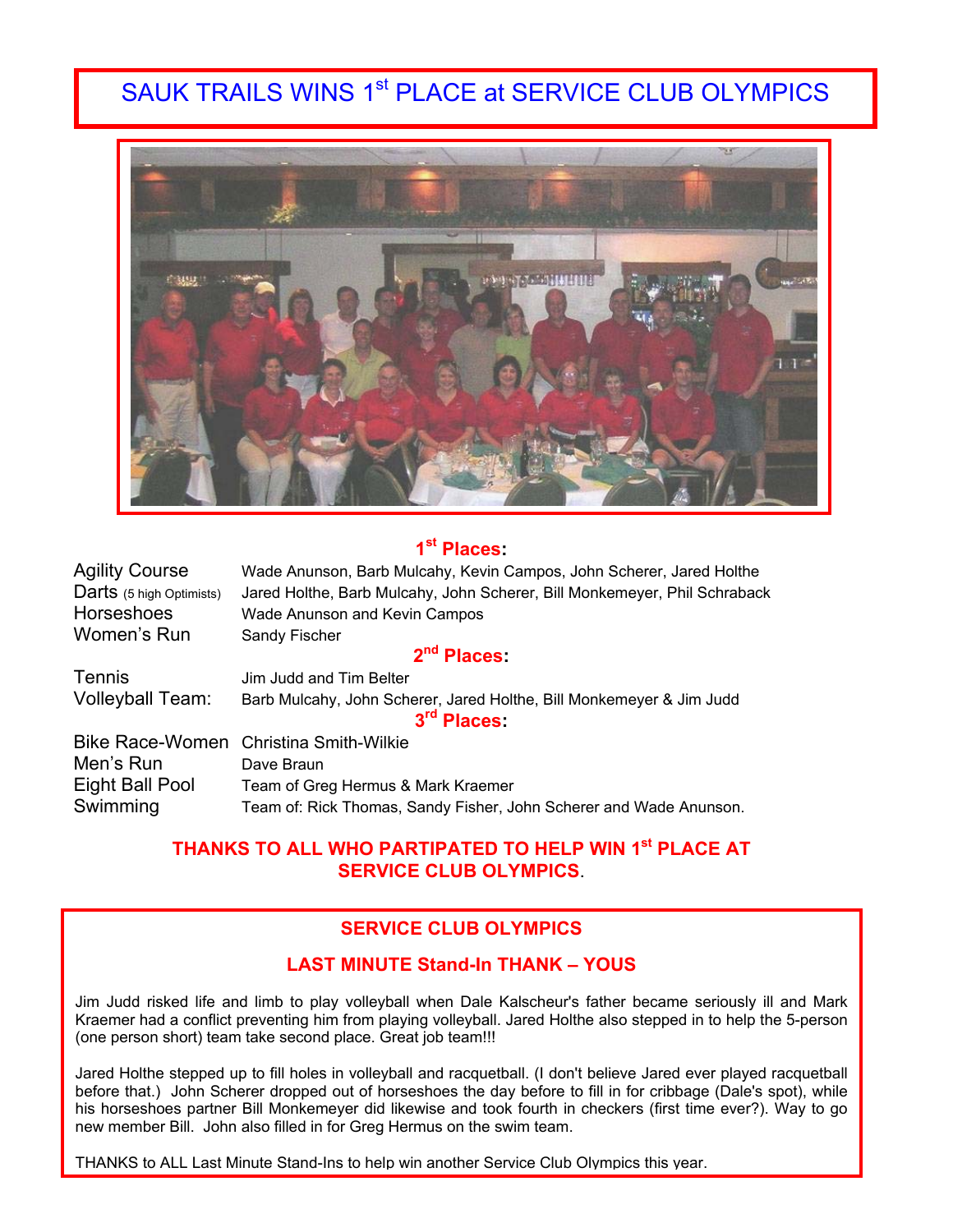# SAUK TRAILS WINS 1st PLACE at SERVICE CLUB OLYMPICS

## 1st Places:

| | |
|---|---|
| Agility Course | Wade Anunson, Barb Mulcahy, Kevin Campos, John Scherer, Jared Holthe |
| Darts (5 high Optimists) | Jared Holthe, Barb Mulcahy, John Scherer, Bill Monkemeyer, Phil Schraback |
| Horseshoes | Wade Anunson and Kevin Campos |
| Women's Run | Sandy Fischer |

## 2nd Places:

| | |
|---|---|
| Tennis | Jim Judd and Tim Belter |
| Volleyball Team: | Barb Mulcahy, John Scherer, Jared Holthe, Bill Monkemeyer & Jim Judd |

## 3rd Places:

| | |
|---|---|
| Bike Race-Women | Christina Smith-Wilkie |
| Men's Run | Dave Braun |
| Eight Ball Pool | Team of Greg Hermus & Mark Kraemer |
| Swimming | Team of: Rick Thomas, Sandy Fisher, John Scherer and Wade Anunson. |

**THANKS TO ALL WHO PARTIPATED TO HELP WIN 1st PLACE AT SERVICE CLUB OLYMPICS**.

## SERVICE CLUB OLYMPICS

### LAST MINUTE Stand-In THANK – YOUS

Jim Judd risked life and limb to play volleyball when Dale Kalscheur's father became seriously ill and Mark Kraemer had a conflict preventing him from playing volleyball. Jared Holthe also stepped in to help the 5-person (one person short) team take second place. Great job team!!!

Jared Holthe stepped up to fill holes in volleyball and racquetball. (I don't believe Jared ever played racquetball before that.) John Scherer dropped out of horseshoes the day before to fill in for cribbage (Dale's spot), while his horseshoes partner Bill Monkemeyer did likewise and took fourth in checkers (first time ever?). Way to go new member Bill. John also filled in for Greg Hermus on the swim team.

THANKS to ALL Last Minute Stand-Ins to help win another Service Club Olympics this year.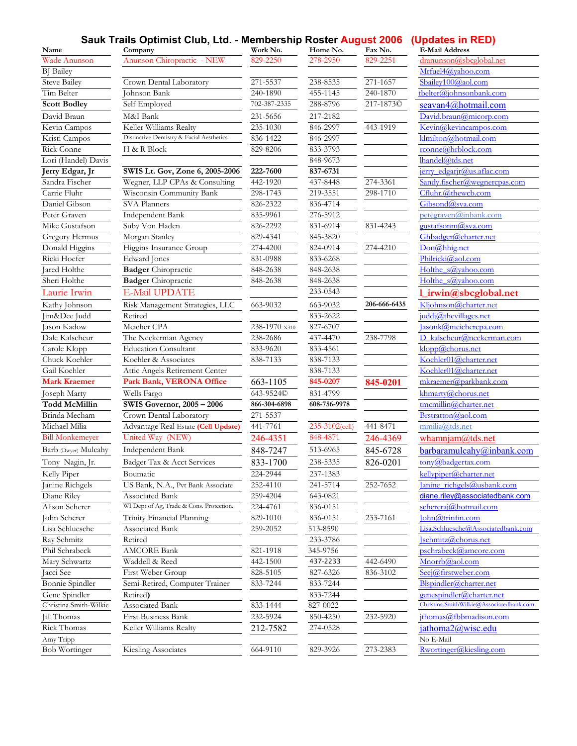# Sauk Trails Optimist Club, Ltd. - Membership Roster August 2006 (Updates in RED)

| Name | Company | Work No. | Home No. | Fax No. | E-Mail Address |
|---|---|---|---|---|---|
| Wade Anunson | Anunson Chiropractic - NEW | 829-2250 | 278-2950 | 829-2251 | dranunson@sbcglobal.net |
| BJ Bailey | | | | | Mrfuel4@yahoo.com |
| Steve Bailey | Crown Dental Laboratory | 271-5537 | 238-8535 | 271-1657 | Sbailey100@aol.com |
| Tim Belter | Johnson Bank | 240-1890 | 455-1145 | 240-1870 | tbelter@johnsonbank.com |
| **Scott Bodley** | Self Employed | 702-387-2335 | 288-8796 | 217-1873© | seavan4@hotmail.com |
| David Braun | M&I Bank | 231-5656 | 217-2182 | | David.braun@micorp.com |
| Kevin Campos | Keller Williams Realty | 235-1030 | 846-2997 | 443-1919 | Kevin@kevincampos.com |
| Kristi Campos | Distinctive Dentistry & Facial Aesthetics | 836-1422 | 846-2997 | | klmilton@hotmail.com |
| Rick Conne | H & R Block | 829-8206 | 833-3793 | | rconne@hrblock.com |
| Lori (Handel) Davis | | | 848-9673 | | lhandel@tds.net |
| **Jerry Edgar, Jr** | **SWIS Lt. Gov, Zone 6, 2005-2006** | **222-7600** | **837-6731** | | jerry_edgarjr@us.aflac.com |
| Sandra Fischer | Wegner, LLP CPAs & Consulting | 442-1920 | 437-8448 | 274-3361 | Sandy.fischer@wegnercpas.com |
| Carrie Fluhr | Wisconsin Community Bank | 298-1743 | 219-3551 | 298-1710 | Cfluhr.@thewcb.com |
| Daniel Gibson | SVA Planners | 826-2322 | 836-4714 | | Gibsond@sva.com |
| Peter Graven | Independent Bank | 835-9961 | 276-5912 | | petegraven@inbank.com |
| Mike Gustafson | Suby Von Haden | 826-2292 | 831-6914 | 831-4243 | gustafsonm@sva.com |
| Gregory Hermus | Morgan Stanley | 829-4341 | 845-3820 | | Ghbadger@charter.net |
| Donald Higgins | Higgins Insurance Group | 274-4200 | 824-0914 | 274-4210 | Don@hhig.net |
| Ricki Hoefer | Edward Jones | 831-0988 | 833-6268 | | Philricki@aol.com |
| Jared Holthe | **Badger** Chiropractic | 848-2638 | 848-2638 | | Holthe_s@yahoo.com |
| Sheri Holthe | **Badger** Chiropractic | 848-2638 | 848-2638 | | Holthe_s@yahoo.com |
| Laurie Irwin | E-Mail UPDATE | | 233-0543 | | l_irwin@sbcglobal.net |
| Kathy Johnson | Risk Management Strategies, LLC | 663-9032 | 663-9032 | **206-666-6435** | Kljohnson@charter.net |
| Jim&Dee Judd | Retired | | 833-2622 | | juddj@thevillages.net |
| Jason Kadow | Meicher CPA | 238-1970 x310 | 827-6707 | | Jasonk@meichercpa.com |
| Dale Kalscheur | The Neckerman Agency | 238-2686 | 437-4470 | 238-7798 | D_kalscheur@neckerman.com |
| Carole Klopp | Education Consultant | 833-9620 | 833-4561 | | klopp@chorus.net |
| Chuck Koehler | Koehler & Associates | 838-7133 | 838-7133 | | Koehler01@charter.net |
| Gail Koehler | Attic Angels Retirement Center | | 838-7133 | | Koehler01@charter.net |
| **Mark Kraemer** | **Park Bank, VERONA Office** | 663-1105 | **845-0207** | **845-0201** | mkraemer@parkbank.com |
| Joseph Marty | Wells Fargo | 643-9524© | 831-4799 | | khmarty@chorus.net |
| **Todd McMillin** | **SWIS Governor, 2005 – 2006** | **866-304-6898** | **608-756-9978** | | tmcmillin@charter.net |
| Brinda Mecham | Crown Dental Laboratory | 271-5537 | | | Brstratton@aol.com |
| Michael Milia | Advantage Real Estate **(Cell Update)** | 441-7761 | 235-3102(cell) | 441-8471 | mmilia@tds.net |
| Bill Monkemeyer | United Way (NEW) | 246-4351 | 848-4871 | 246-4369 | whamnjam@tds.net |
| Barb (Dwyer) Mulcahy | Independent Bank | 848-7247 | 513-6965 | 845-6728 | barbaramulcahy@inbank.com |
| Tony Nagin, Jr. | Badger Tax & Acct Services | 833-1700 | 238-5335 | 826-0201 | tony@badgertax.com |
| Kelly Piper | Boumatic | 224-2944 | 237-1383 | | kellypiper@charter.net |
| Janine Richgels | US Bank, N.A., Pvt Bank Associate | 252-4110 | 241-5714 | 252-7652 | Janine_richgels@usbank.com |
| Diane Riley | Associated Bank | 259-4204 | 643-0821 | | diane.riley@associatedbank.com |
| Alison Scherer | WI Dept of Ag, Trade & Cons. Protection. | 224-4761 | 836-0151 | | schereraj@hotmail.com |
| John Scherer | Trinity Financial Planning | 829-1010 | 836-0151 | 233-7161 | John@trinfin.com |
| Lisa Schluesche | Associated Bank | 259-2052 | 513-8590 | | Lisa.Schluesche@Associatedbank.com |
| Ray Schmitz | Retired | | 233-3786 | | Jschmitz@chorus.net |
| Phil Schrabeck | AMCORE Bank | 821-1918 | 345-9756 | | pschrabeck@amcore.com |
| Mary Schwartz | Waddell & Reed | 442-1500 | 437-2233 | 442-6490 | Mnorrb@aol.com |
| Jacci See | First Weber Group | 828-5105 | 827-6326 | 836-3102 | Seej@firstweber.com |
| Bonnie Spindler | Semi-Retired, Computer Trainer | 833-7244 | 833-7244 | | Blspindler@charter.net |
| Gene Spindler | Retired) | | 833-7244 | | genespindler@charter.net |
| Christina Smith-Wilkie | Associated Bank | 833-1444 | 827-0022 | | Christina.SmithWilkie@Associatedbank.com |
| Jill Thomas | First Business Bank | 232-5924 | 850-4250 | 232-5920 | jthomas@fbbmadison.com |
| Rick Thomas | Keller Williams Realty | 212-7582 | 274-0528 | | jathoma2@wisc.edu |
| Amy Tripp | | | | | No E-Mail |
| Bob Wortinger | Kiesling Associates | 664-9110 | 829-3926 | 273-2383 | Rwortinger@kiesling.com |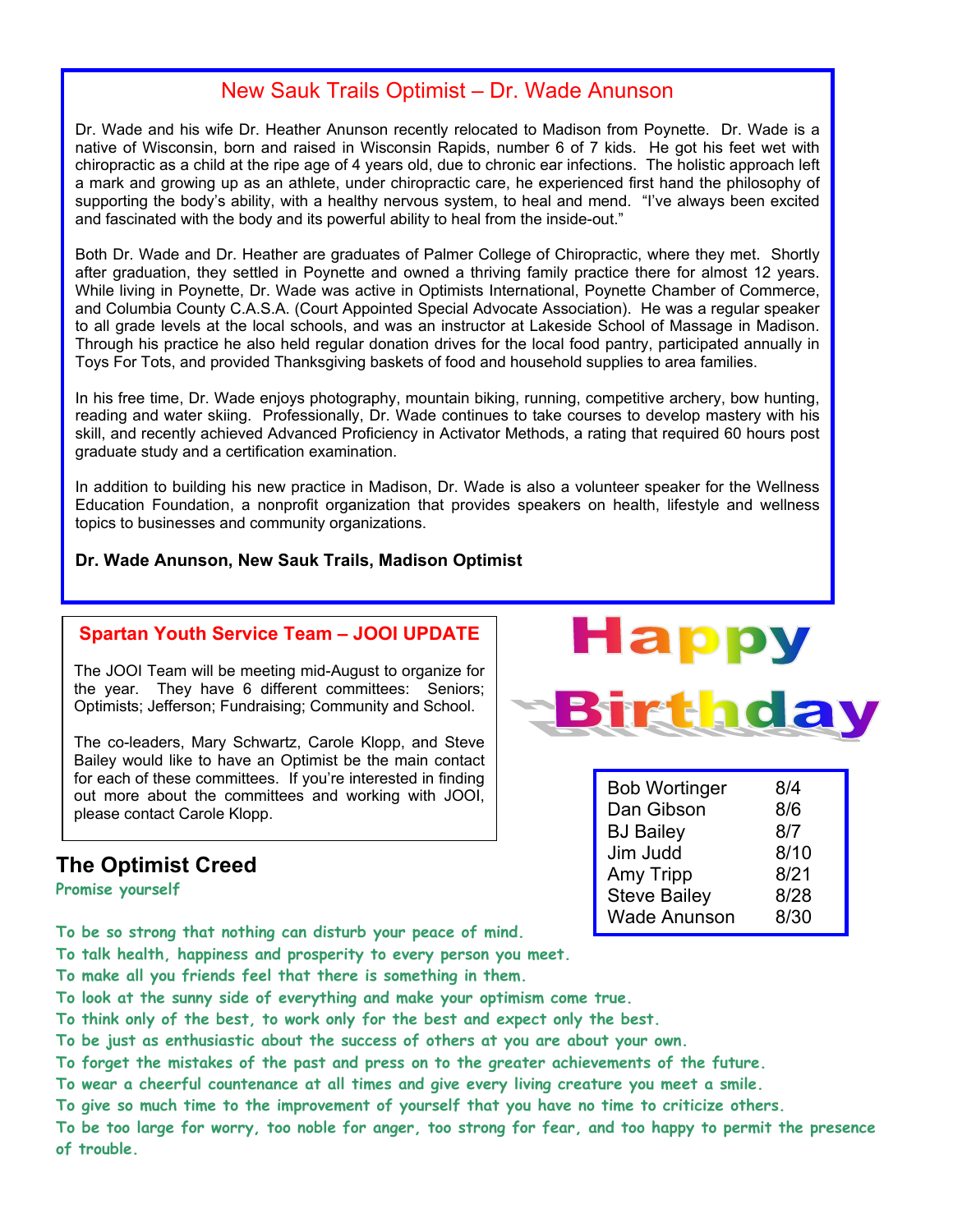## New Sauk Trails Optimist – Dr. Wade Anunson

Dr. Wade and his wife Dr. Heather Anunson recently relocated to Madison from Poynette. Dr. Wade is a native of Wisconsin, born and raised in Wisconsin Rapids, number 6 of 7 kids. He got his feet wet with chiropractic as a child at the ripe age of 4 years old, due to chronic ear infections. The holistic approach left a mark and growing up as an athlete, under chiropractic care, he experienced first hand the philosophy of supporting the body's ability, with a healthy nervous system, to heal and mend. "I've always been excited and fascinated with the body and its powerful ability to heal from the inside-out."

Both Dr. Wade and Dr. Heather are graduates of Palmer College of Chiropractic, where they met. Shortly after graduation, they settled in Poynette and owned a thriving family practice there for almost 12 years. While living in Poynette, Dr. Wade was active in Optimists International, Poynette Chamber of Commerce, and Columbia County C.A.S.A. (Court Appointed Special Advocate Association). He was a regular speaker to all grade levels at the local schools, and was an instructor at Lakeside School of Massage in Madison. Through his practice he also held regular donation drives for the local food pantry, participated annually in Toys For Tots, and provided Thanksgiving baskets of food and household supplies to area families.

In his free time, Dr. Wade enjoys photography, mountain biking, running, competitive archery, bow hunting, reading and water skiing. Professionally, Dr. Wade continues to take courses to develop mastery with his skill, and recently achieved Advanced Proficiency in Activator Methods, a rating that required 60 hours post graduate study and a certification examination.

In addition to building his new practice in Madison, Dr. Wade is also a volunteer speaker for the Wellness Education Foundation, a nonprofit organization that provides speakers on health, lifestyle and wellness topics to businesses and community organizations.

**Dr. Wade Anunson, New Sauk Trails, Madison Optimist**

## Spartan Youth Service Team – JOOI UPDATE

The JOOI Team will be meeting mid-August to organize for the year. They have 6 different committees: Seniors; Optimists; Jefferson; Fundraising; Community and School.

The co-leaders, Mary Schwartz, Carole Klopp, and Steve Bailey would like to have an Optimist be the main contact for each of these committees. If you're interested in finding out more about the committees and working with JOOI, please contact Carole Klopp.

## Happy Birthday

| | |
|---|---|
| Bob Wortinger | 8/4 |
| Dan Gibson | 8/6 |
| BJ Bailey | 8/7 |
| Jim Judd | 8/10 |
| Amy Tripp | 8/21 |
| Steve Bailey | 8/28 |
| Wade Anunson | 8/30 |

## The Optimist Creed

Promise yourself

To be so strong that nothing can disturb your peace of mind.
To talk health, happiness and prosperity to every person you meet.
To make all you friends feel that there is something in them.
To look at the sunny side of everything and make your optimism come true.
To think only of the best, to work only for the best and expect only the best.
To be just as enthusiastic about the success of others at you are about your own.
To forget the mistakes of the past and press on to the greater achievements of the future.
To wear a cheerful countenance at all times and give every living creature you meet a smile.
To give so much time to the improvement of yourself that you have no time to criticize others.
To be too large for worry, too noble for anger, too strong for fear, and too happy to permit the presence of trouble.